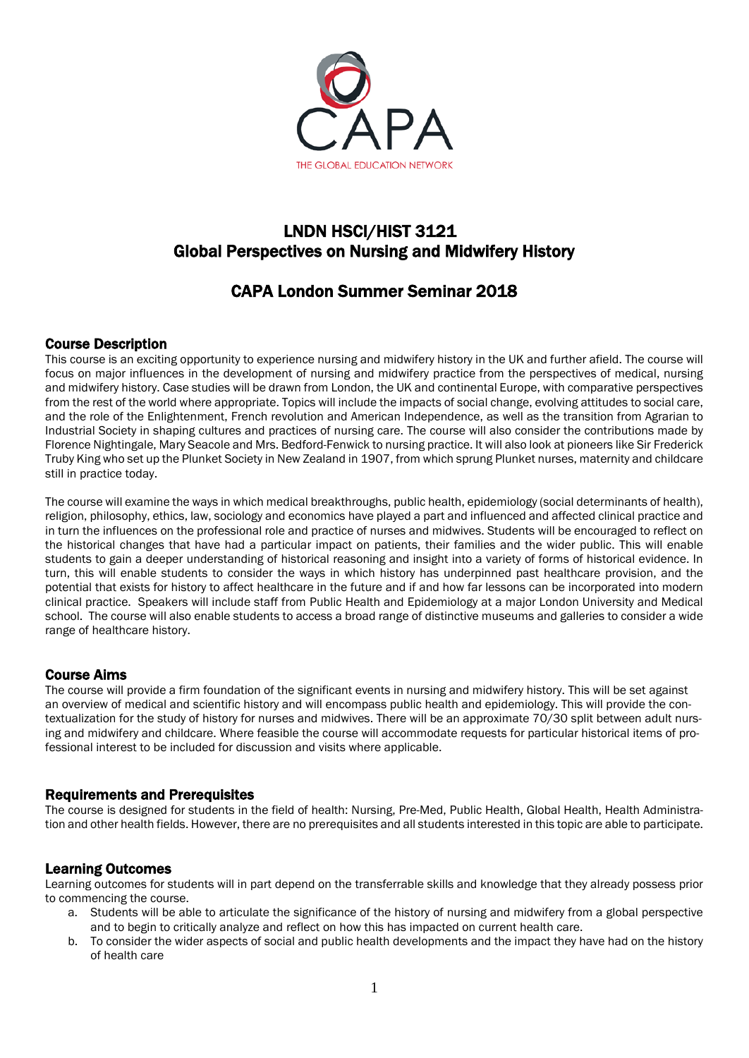CAPA

THE GLOBAL EDUCATION NETWORK

# LNDN HSCI/HIST 3121
# Global Perspectives on Nursing and Midwifery History

## CAPA London Summer Seminar 2018

### Course Description

This course is an exciting opportunity to experience nursing and midwifery history in the UK and further afield. The course will focus on major influences in the development of nursing and midwifery practice from the perspectives of medical, nursing and midwifery history. Case studies will be drawn from London, the UK and continental Europe, with comparative perspectives from the rest of the world where appropriate. Topics will include the impacts of social change, evolving attitudes to social care, and the role of the Enlightenment, French revolution and American Independence, as well as the transition from Agrarian to Industrial Society in shaping cultures and practices of nursing care. The course will also consider the contributions made by Florence Nightingale, Mary Seacole and Mrs. Bedford-Fenwick to nursing practice. It will also look at pioneers like Sir Frederick Truby King who set up the Plunket Society in New Zealand in 1907, from which sprung Plunket nurses, maternity and childcare still in practice today.

The course will examine the ways in which medical breakthroughs, public health, epidemiology (social determinants of health), religion, philosophy, ethics, law, sociology and economics have played a part and influenced and affected clinical practice and in turn the influences on the professional role and practice of nurses and midwives. Students will be encouraged to reflect on the historical changes that have had a particular impact on patients, their families and the wider public. This will enable students to gain a deeper understanding of historical reasoning and insight into a variety of forms of historical evidence. In turn, this will enable students to consider the ways in which history has underpinned past healthcare provision, and the potential that exists for history to affect healthcare in the future and if and how far lessons can be incorporated into modern clinical practice. Speakers will include staff from Public Health and Epidemiology at a major London University and Medical school. The course will also enable students to access a broad range of distinctive museums and galleries to consider a wide range of healthcare history.

### Course Aims

The course will provide a firm foundation of the significant events in nursing and midwifery history. This will be set against an overview of medical and scientific history and will encompass public health and epidemiology. This will provide the contextualization for the study of history for nurses and midwives. There will be an approximate 70/30 split between adult nursing and midwifery and childcare. Where feasible the course will accommodate requests for particular historical items of professional interest to be included for discussion and visits where applicable.

### Requirements and Prerequisites

The course is designed for students in the field of health: Nursing, Pre-Med, Public Health, Global Health, Health Administration and other health fields. However, there are no prerequisites and all students interested in this topic are able to participate.

### Learning Outcomes

Learning outcomes for students will in part depend on the transferrable skills and knowledge that they already possess prior to commencing the course.

a. Students will be able to articulate the significance of the history of nursing and midwifery from a global perspective and to begin to critically analyze and reflect on how this has impacted on current health care.
b. To consider the wider aspects of social and public health developments and the impact they have had on the history of health care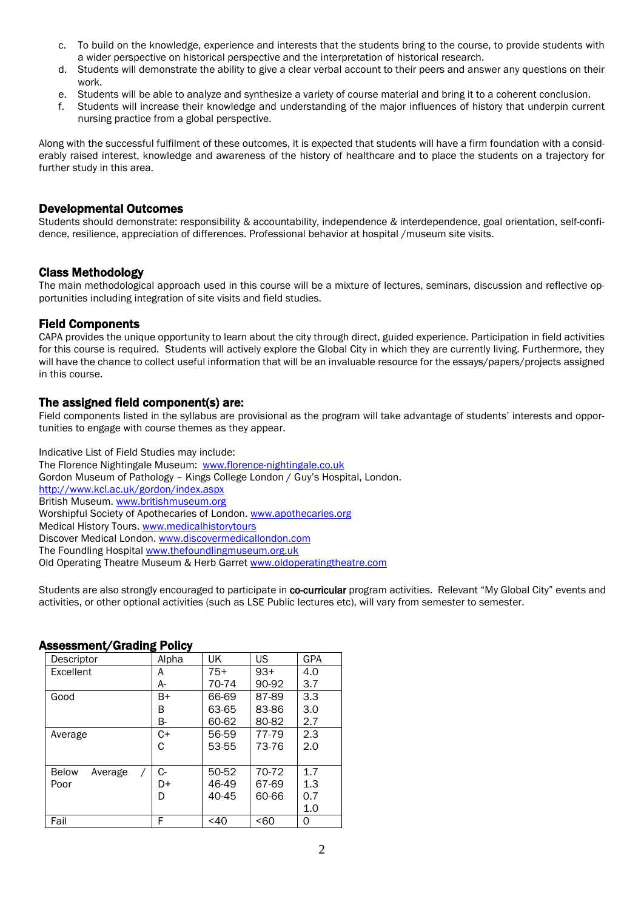c. To build on the knowledge, experience and interests that the students bring to the course, to provide students with a wider perspective on historical perspective and the interpretation of historical research.
d. Students will demonstrate the ability to give a clear verbal account to their peers and answer any questions on their work.
e. Students will be able to analyze and synthesize a variety of course material and bring it to a coherent conclusion.
f. Students will increase their knowledge and understanding of the major influences of history that underpin current nursing practice from a global perspective.

Along with the successful fulfilment of these outcomes, it is expected that students will have a firm foundation with a considerably raised interest, knowledge and awareness of the history of healthcare and to place the students on a trajectory for further study in this area.

## Developmental Outcomes

Students should demonstrate: responsibility & accountability, independence & interdependence, goal orientation, self-confidence, resilience, appreciation of differences. Professional behavior at hospital /museum site visits.

## Class Methodology

The main methodological approach used in this course will be a mixture of lectures, seminars, discussion and reflective opportunities including integration of site visits and field studies.

## Field Components

CAPA provides the unique opportunity to learn about the city through direct, guided experience. Participation in field activities for this course is required. Students will actively explore the Global City in which they are currently living. Furthermore, they will have the chance to collect useful information that will be an invaluable resource for the essays/papers/projects assigned in this course.

## The assigned field component(s) are:

Field components listed in the syllabus are provisional as the program will take advantage of students' interests and opportunities to engage with course themes as they appear.

Indicative List of Field Studies may include:
The Florence Nightingale Museum: www.florence-nightingale.co.uk
Gordon Museum of Pathology – Kings College London / Guy's Hospital, London.
http://www.kcl.ac.uk/gordon/index.aspx
British Museum. www.britishmuseum.org
Worshipful Society of Apothecaries of London. www.apothecaries.org
Medical History Tours. www.medicalhistorytours
Discover Medical London. www.discovermedicallondon.com
The Foundling Hospital www.thefoundlingmuseum.org.uk
Old Operating Theatre Museum & Herb Garret www.oldoperatingtheatre.com

Students are also strongly encouraged to participate in **co-curricular** program activities. Relevant "My Global City" events and activities, or other optional activities (such as LSE Public lectures etc), will vary from semester to semester.

## Assessment/Grading Policy

| Descriptor | Alpha | UK | US | GPA |
|---|---|---|---|---|
| Excellent | A<br>A- | 75+<br>70-74 | 93+<br>90-92 | 4.0<br>3.7 |
| Good | B+<br>B<br>B- | 66-69<br>63-65<br>60-62 | 87-89<br>83-86<br>80-82 | 3.3<br>3.0<br>2.7 |
| Average | C+<br>C | 56-59<br>53-55 | 77-79<br>73-76 | 2.3<br>2.0 |
| Below Average / Poor | C-<br>D+<br>D | 50-52<br>46-49<br>40-45 | 70-72<br>67-69<br>60-66 | 1.7<br>1.3<br>0.7<br>1.0 |
| Fail | F | <40 | <60 | 0 |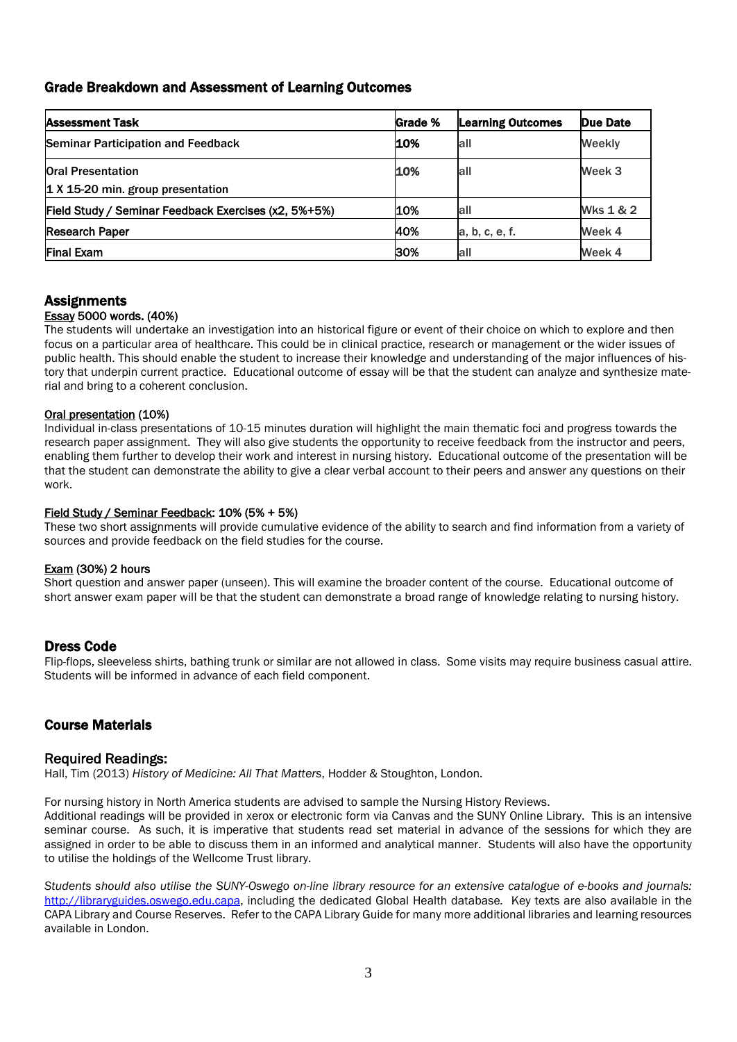## Grade Breakdown and Assessment of Learning Outcomes

| Assessment Task | Grade % | Learning Outcomes | Due Date |
|---|---|---|---|
| Seminar Participation and Feedback | 10% | all | Weekly |
| Oral Presentation<br>1 X 15-20 min. group presentation | 10% | all | Week 3 |
| Field Study / Seminar Feedback Exercises (x2, 5%+5%) | 10% | all | Wks 1 & 2 |
| Research Paper | 40% | a, b, c, e, f. | Week 4 |
| Final Exam | 30% | all | Week 4 |

## Assignments

**Essay 5000 words. (40%)**

The students will undertake an investigation into an historical figure or event of their choice on which to explore and then focus on a particular area of healthcare. This could be in clinical practice, research or management or the wider issues of public health. This should enable the student to increase their knowledge and understanding of the major influences of history that underpin current practice. Educational outcome of essay will be that the student can analyze and synthesize material and bring to a coherent conclusion.

**Oral presentation (10%)**

Individual in-class presentations of 10-15 minutes duration will highlight the main thematic foci and progress towards the research paper assignment. They will also give students the opportunity to receive feedback from the instructor and peers, enabling them further to develop their work and interest in nursing history. Educational outcome of the presentation will be that the student can demonstrate the ability to give a clear verbal account to their peers and answer any questions on their work.

**Field Study / Seminar Feedback: 10% (5% + 5%)**

These two short assignments will provide cumulative evidence of the ability to search and find information from a variety of sources and provide feedback on the field studies for the course.

**Exam (30%) 2 hours**

Short question and answer paper (unseen). This will examine the broader content of the course. Educational outcome of short answer exam paper will be that the student can demonstrate a broad range of knowledge relating to nursing history.

## Dress Code

Flip-flops, sleeveless shirts, bathing trunk or similar are not allowed in class. Some visits may require business casual attire. Students will be informed in advance of each field component.

## Course Materials

### Required Readings:

Hall, Tim (2013) *History of Medicine: All That Matters*, Hodder & Stoughton, London.

For nursing history in North America students are advised to sample the Nursing History Reviews.
Additional readings will be provided in xerox or electronic form via Canvas and the SUNY Online Library. This is an intensive seminar course. As such, it is imperative that students read set material in advance of the sessions for which they are assigned in order to be able to discuss them in an informed and analytical manner. Students will also have the opportunity to utilise the holdings of the Wellcome Trust library.

*Students should also utilise the SUNY-Oswego on-line library resource for an extensive catalogue of e-books and journals:* http://libraryguides.oswego.edu.capa, including the dedicated Global Health database. Key texts are also available in the CAPA Library and Course Reserves. Refer to the CAPA Library Guide for many more additional libraries and learning resources available in London.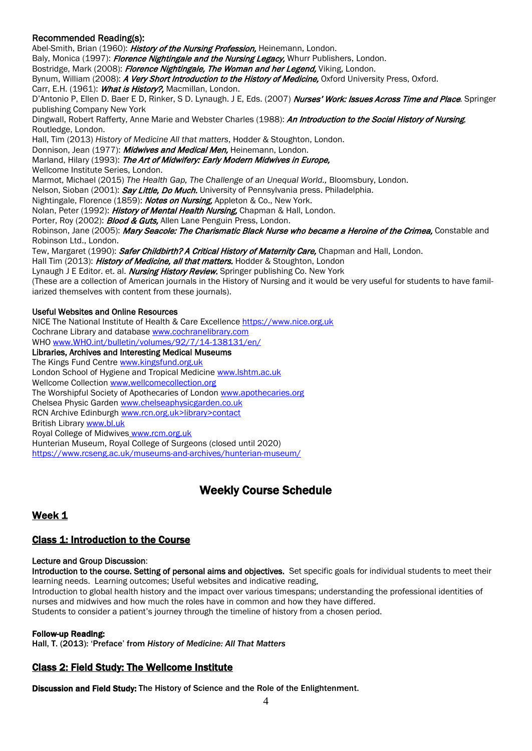#### Recommended Reading(s):

Abel-Smith, Brian (1960): ***History of the Nursing Profession,*** Heinemann, London.
Baly, Monica (1997): ***Florence Nightingale and the Nursing Legacy,*** Whurr Publishers, London.
Bostridge, Mark (2008): ***Florence Nightingale, The Woman and her Legend,*** Viking, London.
Bynum, William (2008): ***A Very Short Introduction to the History of Medicine,*** Oxford University Press, Oxford.
Carr, E.H. (1961): ***What is History?,*** Macmillan, London.
D'Antonio P, Ellen D. Baer E D, Rinker, S D. Lynaugh. J E, Eds. (2007) ***Nurses' Work: Issues Across Time and Place***. Springer publishing Company New York
Dingwall, Robert Rafferty, Anne Marie and Webster Charles (1988): ***An Introduction to the Social History of Nursing***, Routledge, London.
Hall, Tim (2013) *History of Medicine All that matters*, Hodder & Stoughton, London.
Donnison, Jean (1977): ***Midwives and Medical Men,*** Heinemann, London.
Marland, Hilary (1993): ***The Art of Midwifery: Early Modern Midwives in Europe,***
Wellcome Institute Series, London.
Marmot, Michael (2015) *The Health Gap, The Challenge of an Unequal World.,* Bloomsbury, London.
Nelson, Sioban (2001): ***Say Little, Do Much.*** University of Pennsylvania press. Philadelphia.
Nightingale, Florence (1859): ***Notes on Nursing,*** Appleton & Co., New York.
Nolan, Peter (1992): ***History of Mental Health Nursing,*** Chapman & Hall, London.
Porter, Roy (2002): ***Blood & Guts,*** Allen Lane Penguin Press, London.
Robinson, Jane (2005): ***Mary Seacole: The Charismatic Black Nurse who became a Heroine of the Crimea,*** Constable and Robinson Ltd., London.
Tew, Margaret (1990): ***Safer Childbirth? A Critical History of Maternity Care,*** Chapman and Hall, London.
Hall Tim (2013): ***History of Medicine, all that matters.*** Hodder & Stoughton, London
Lynaugh J E Editor. et. al. ***Nursing History Review.*** Springer publishing Co. New York
(These are a collection of American journals in the History of Nursing and it would be very useful for students to have familiarized themselves with content from these journals).

#### Useful Websites and Online Resources

NICE The National Institute of Health & Care Excellence https://www.nice.org.uk
Cochrane Library and database www.cochranelibrary.com
WHO www.WHO.int/bulletin/volumes/92/7/14-138131/en/

#### Libraries, Archives and Interesting Medical Museums

The Kings Fund Centre www.kingsfund.org.uk
London School of Hygiene and Tropical Medicine www.lshtm.ac.uk
Wellcome Collection www.wellcomecollection.org
The Worshipful Society of Apothecaries of London www.apothecaries.org
Chelsea Physic Garden www.chelseaphysicgarden.co.uk
RCN Archive Edinburgh www.rcn.org.uk>library>contact
British Library www.bl.uk
Royal College of Midwives www.rcm.org.uk
Hunterian Museum, Royal College of Surgeons (closed until 2020)
https://www.rcseng.ac.uk/museums-and-archives/hunterian-museum/

## Weekly Course Schedule

### Week 1

### Class 1: Introduction to the Course

Lecture and Group Discussion:
**Introduction to the course. Setting of personal aims and objectives.** Set specific goals for individual students to meet their learning needs. Learning outcomes; Useful websites and indicative reading.
Introduction to global health history and the impact over various timespans; understanding the professional identities of nurses and midwives and how much the roles have in common and how they have differed.
Students to consider a patient's journey through the timeline of history from a chosen period.

**Follow-up Reading:**
**Hall, T. (2013): 'Preface' from *History of Medicine: All That Matters***

### Class 2: Field Study: The Wellcome Institute

**Discussion and Field Study: The History of Science and the Role of the Enlightenment.**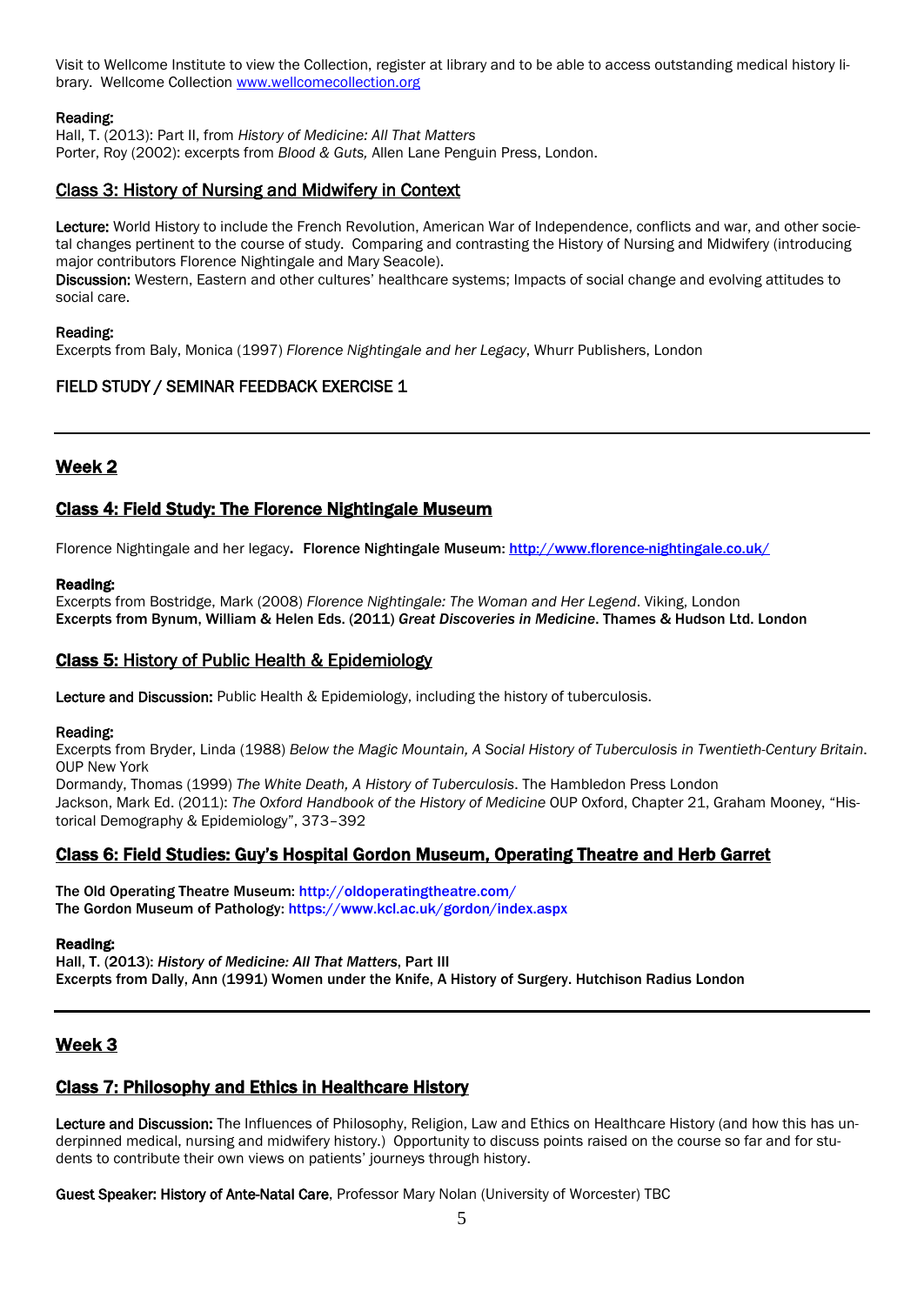Visit to Wellcome Institute to view the Collection, register at library and to be able to access outstanding medical history library. Wellcome Collection [www.wellcomecollection.org](www.wellcomecollection.org)

**Reading:**
Hall, T. (2013): Part II, from *History of Medicine: All That Matters*
Porter, Roy (2002): excerpts from *Blood & Guts,* Allen Lane Penguin Press, London.

### Class 3: History of Nursing and Midwifery in Context

**Lecture:** World History to include the French Revolution, American War of Independence, conflicts and war, and other societal changes pertinent to the course of study. Comparing and contrasting the History of Nursing and Midwifery (introducing major contributors Florence Nightingale and Mary Seacole).
**Discussion:** Western, Eastern and other cultures' healthcare systems; Impacts of social change and evolving attitudes to social care.

**Reading:**
Excerpts from Baly, Monica (1997) *Florence Nightingale and her Legacy*, Whurr Publishers, London

FIELD STUDY / SEMINAR FEEDBACK EXERCISE 1

---

## Week 2

### Class 4: Field Study: The Florence Nightingale Museum

Florence Nightingale and her legacy. **Florence Nightingale Museum: [http://www.florence-nightingale.co.uk/](http://www.florence-nightingale.co.uk/)**

**Reading:**
Excerpts from Bostridge, Mark (2008) *Florence Nightingale: The Woman and Her Legend*. Viking, London
**Excerpts from Bynum, William & Helen Eds. (2011) *Great Discoveries in Medicine*. Thames & Hudson Ltd. London**

### Class 5: History of Public Health & Epidemiology

**Lecture and Discussion:** Public Health & Epidemiology, including the history of tuberculosis.

**Reading:**
Excerpts from Bryder, Linda (1988) *Below the Magic Mountain, A Social History of Tuberculosis in Twentieth-Century Britain*. OUP New York
Dormandy, Thomas (1999) *The White Death, A History of Tuberculosis*. The Hambledon Press London
Jackson, Mark Ed. (2011): *The Oxford Handbook of the History of Medicine* OUP Oxford, Chapter 21, Graham Mooney, "Historical Demography & Epidemiology", 373–392

### Class 6: Field Studies: Guy's Hospital Gordon Museum, Operating Theatre and Herb Garret

**The Old Operating Theatre Museum: http://oldoperatingtheatre.com/**
**The Gordon Museum of Pathology: https://www.kcl.ac.uk/gordon/index.aspx**

**Reading:**
**Hall, T. (2013): *History of Medicine: All That Matters*, Part III**
**Excerpts from Dally, Ann (1991) Women under the Knife, A History of Surgery. Hutchison Radius London**

---

## Week 3

### Class 7: Philosophy and Ethics in Healthcare History

**Lecture and Discussion:** The Influences of Philosophy, Religion, Law and Ethics on Healthcare History (and how this has underpinned medical, nursing and midwifery history.) Opportunity to discuss points raised on the course so far and for students to contribute their own views on patients' journeys through history.

**Guest Speaker: History of Ante-Natal Care**, Professor Mary Nolan (University of Worcester) TBC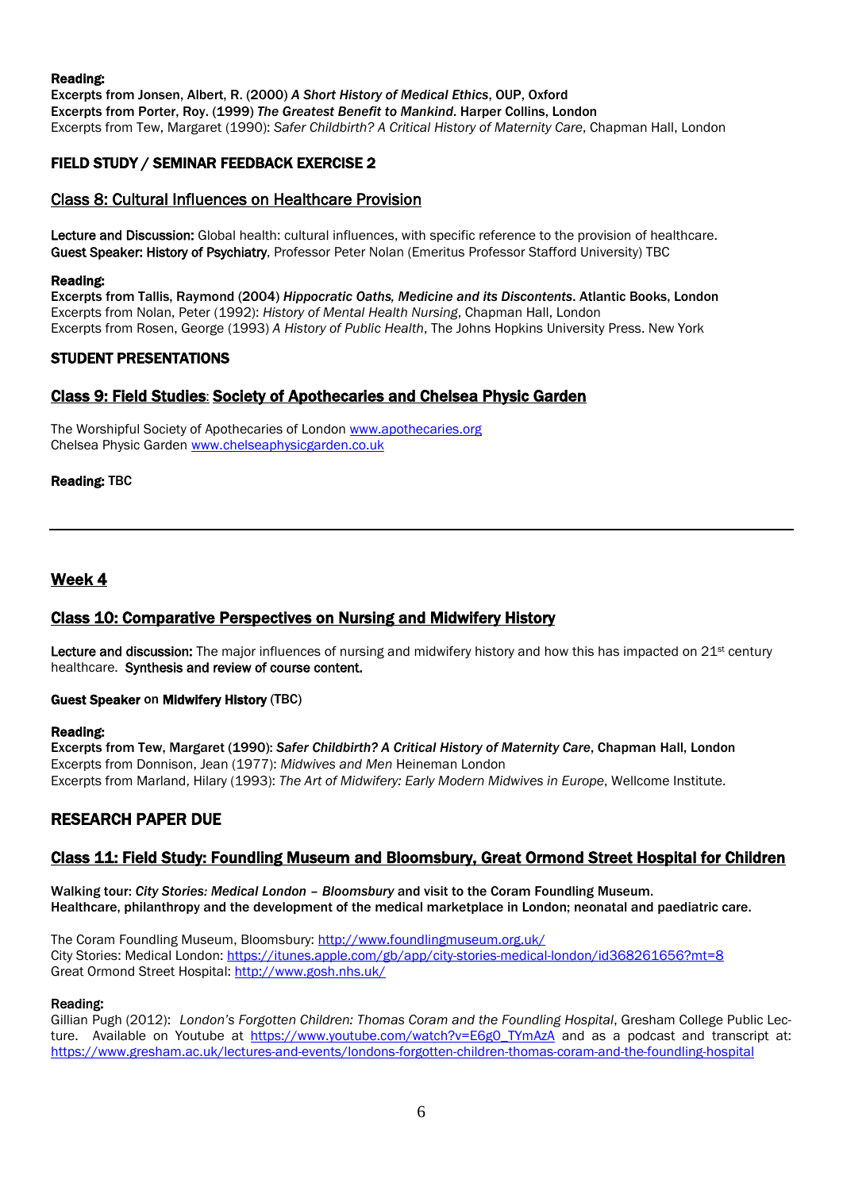**Reading:**
**Excerpts from Jonsen, Albert, R. (2000) *A Short History of Medical Ethics*, OUP, Oxford**
**Excerpts from Porter, Roy. (1999) *The Greatest Benefit to Mankind*. Harper Collins, London**
Excerpts from Tew, Margaret (1990): *Safer Childbirth? A Critical History of Maternity Care*, Chapman Hall, London

**FIELD STUDY / SEMINAR FEEDBACK EXERCISE 2**

## Class 8: Cultural Influences on Healthcare Provision

**Lecture and Discussion:** Global health: cultural influences, with specific reference to the provision of healthcare.
**Guest Speaker: History of Psychiatry**, Professor Peter Nolan (Emeritus Professor Stafford University) TBC

**Reading:**
**Excerpts from Tallis, Raymond (2004) *Hippocratic Oaths, Medicine and its Discontents*. Atlantic Books, London**
Excerpts from Nolan, Peter (1992): *History of Mental Health Nursing*, Chapman Hall, London
Excerpts from Rosen, George (1993) *A History of Public Health*, The Johns Hopkins University Press. New York

**STUDENT PRESENTATIONS**

## Class 9: Field Studies: Society of Apothecaries and Chelsea Physic Garden

The Worshipful Society of Apothecaries of London www.apothecaries.org
Chelsea Physic Garden www.chelseaphysicgarden.co.uk

**Reading:** TBC

---

# Week 4

## Class 10: Comparative Perspectives on Nursing and Midwifery History

**Lecture and discussion:** The major influences of nursing and midwifery history and how this has impacted on 21st century healthcare. **Synthesis and review of course content.**

**Guest Speaker on Midwifery History (TBC)**

**Reading:**
**Excerpts from Tew, Margaret (1990): *Safer Childbirth? A Critical History of Maternity Care*, Chapman Hall, London**
Excerpts from Donnison, Jean (1977): *Midwives and Men* Heineman London
Excerpts from Marland, Hilary (1993): *The Art of Midwifery: Early Modern Midwives in Europe*, Wellcome Institute.

**RESEARCH PAPER DUE**

## Class 11: Field Study: Foundling Museum and Bloomsbury, Great Ormond Street Hospital for Children

**Walking tour: *City Stories: Medical London – Bloomsbury* and visit to the Coram Foundling Museum.**
**Healthcare, philanthropy and the development of the medical marketplace in London; neonatal and paediatric care.**

The Coram Foundling Museum, Bloomsbury: http://www.foundlingmuseum.org.uk/
City Stories: Medical London: https://itunes.apple.com/gb/app/city-stories-medical-london/id368261656?mt=8
Great Ormond Street Hospital: http://www.gosh.nhs.uk/

**Reading:**
Gillian Pugh (2012): *London's Forgotten Children: Thomas Coram and the Foundling Hospital*, Gresham College Public Lecture. Available on Youtube at https://www.youtube.com/watch?v=E6g0_TYmAzA and as a podcast and transcript at: https://www.gresham.ac.uk/lectures-and-events/londons-forgotten-children-thomas-coram-and-the-foundling-hospital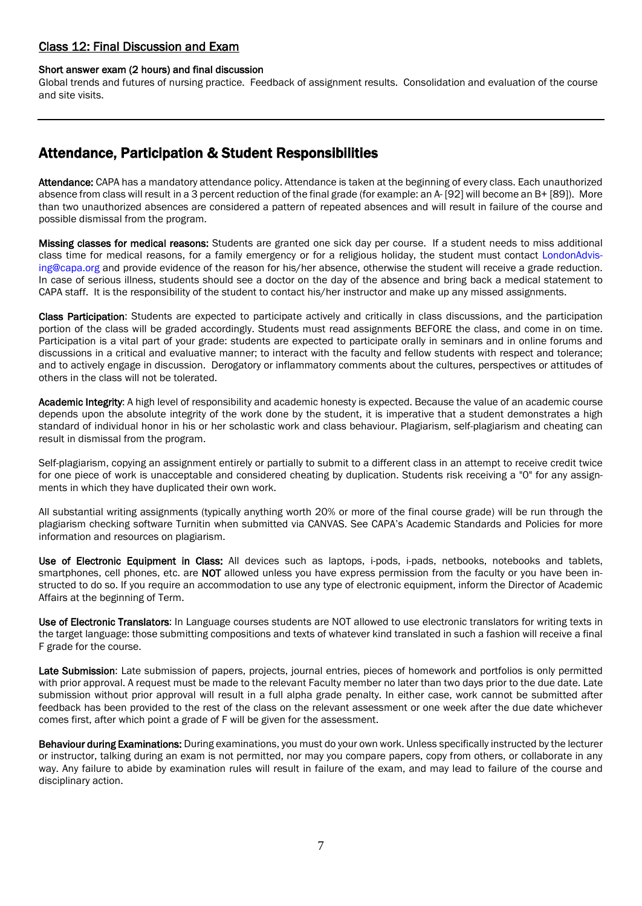### Class 12: Final Discussion and Exam

**Short answer exam (2 hours) and final discussion**

Global trends and futures of nursing practice. Feedback of assignment results. Consolidation and evaluation of the course and site visits.

---

## Attendance, Participation & Student Responsibilities

**Attendance:** CAPA has a mandatory attendance policy. Attendance is taken at the beginning of every class. Each unauthorized absence from class will result in a 3 percent reduction of the final grade (for example: an A- [92] will become an B+ [89]). More than two unauthorized absences are considered a pattern of repeated absences and will result in failure of the course and possible dismissal from the program.

**Missing classes for medical reasons:** Students are granted one sick day per course. If a student needs to miss additional class time for medical reasons, for a family emergency or for a religious holiday, the student must contact LondonAdvising@capa.org and provide evidence of the reason for his/her absence, otherwise the student will receive a grade reduction. In case of serious illness, students should see a doctor on the day of the absence and bring back a medical statement to CAPA staff. It is the responsibility of the student to contact his/her instructor and make up any missed assignments.

**Class Participation**: Students are expected to participate actively and critically in class discussions, and the participation portion of the class will be graded accordingly. Students must read assignments BEFORE the class, and come in on time. Participation is a vital part of your grade: students are expected to participate orally in seminars and in online forums and discussions in a critical and evaluative manner; to interact with the faculty and fellow students with respect and tolerance; and to actively engage in discussion. Derogatory or inflammatory comments about the cultures, perspectives or attitudes of others in the class will not be tolerated.

**Academic Integrity**: A high level of responsibility and academic honesty is expected. Because the value of an academic course depends upon the absolute integrity of the work done by the student, it is imperative that a student demonstrates a high standard of individual honor in his or her scholastic work and class behaviour. Plagiarism, self-plagiarism and cheating can result in dismissal from the program.

Self-plagiarism, copying an assignment entirely or partially to submit to a different class in an attempt to receive credit twice for one piece of work is unacceptable and considered cheating by duplication. Students risk receiving a "0" for any assignments in which they have duplicated their own work.

All substantial writing assignments (typically anything worth 20% or more of the final course grade) will be run through the plagiarism checking software Turnitin when submitted via CANVAS. See CAPA's Academic Standards and Policies for more information and resources on plagiarism.

**Use of Electronic Equipment in Class:** All devices such as laptops, i-pods, i-pads, netbooks, notebooks and tablets, smartphones, cell phones, etc. are **NOT** allowed unless you have express permission from the faculty or you have been instructed to do so. If you require an accommodation to use any type of electronic equipment, inform the Director of Academic Affairs at the beginning of Term.

**Use of Electronic Translators**: In Language courses students are NOT allowed to use electronic translators for writing texts in the target language: those submitting compositions and texts of whatever kind translated in such a fashion will receive a final F grade for the course.

**Late Submission**: Late submission of papers, projects, journal entries, pieces of homework and portfolios is only permitted with prior approval. A request must be made to the relevant Faculty member no later than two days prior to the due date. Late submission without prior approval will result in a full alpha grade penalty. In either case, work cannot be submitted after feedback has been provided to the rest of the class on the relevant assessment or one week after the due date whichever comes first, after which point a grade of F will be given for the assessment.

**Behaviour during Examinations:** During examinations, you must do your own work. Unless specifically instructed by the lecturer or instructor, talking during an exam is not permitted, nor may you compare papers, copy from others, or collaborate in any way. Any failure to abide by examination rules will result in failure of the exam, and may lead to failure of the course and disciplinary action.